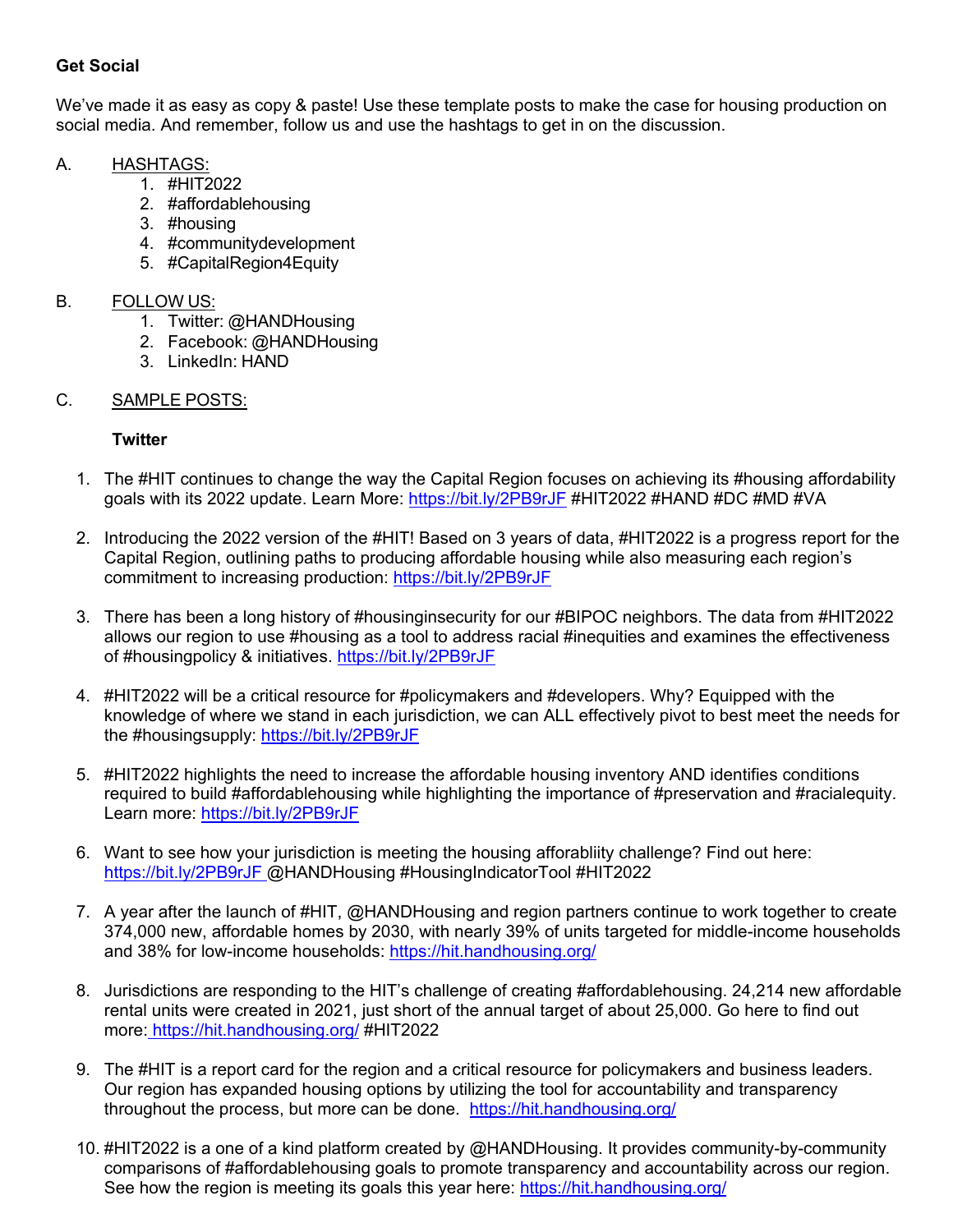**Get Social**

We've made it as easy as copy & paste! Use these template posts to make the case for housing production on social media. And remember, follow us and use the hashtags to get in on the discussion.

A. HASHTAGS:
   1. #HIT2022
   2. #affordablehousing
   3. #housing
   4. #communitydevelopment
   5. #CapitalRegion4Equity

B. FOLLOW US:
   1. Twitter: @HANDHousing
   2. Facebook: @HANDHousing
   3. LinkedIn: HAND

C. SAMPLE POSTS:

**Twitter**

1. The #HIT continues to change the way the Capital Region focuses on achieving its #housing affordability goals with its 2022 update. Learn More: https://bit.ly/2PB9rJF #HIT2022 #HAND #DC #MD #VA

2. Introducing the 2022 version of the #HIT! Based on 3 years of data, #HIT2022 is a progress report for the Capital Region, outlining paths to producing affordable housing while also measuring each region's commitment to increasing production: https://bit.ly/2PB9rJF

3. There has been a long history of #housinginsecurity for our #BIPOC neighbors. The data from #HIT2022 allows our region to use #housing as a tool to address racial #inequities and examines the effectiveness of #housingpolicy & initiatives. https://bit.ly/2PB9rJF

4. #HIT2022 will be a critical resource for #policymakers and #developers. Why? Equipped with the knowledge of where we stand in each jurisdiction, we can ALL effectively pivot to best meet the needs for the #housingsupply: https://bit.ly/2PB9rJF

5. #HIT2022 highlights the need to increase the affordable housing inventory AND identifies conditions required to build #affordablehousing while highlighting the importance of #preservation and #racialequity. Learn more: https://bit.ly/2PB9rJF

6. Want to see how your jurisdiction is meeting the housing aforabliity challenge? Find out here: https://bit.ly/2PB9rJF @HANDHousing #HousingIndicatorTool #HIT2022

7. A year after the launch of #HIT, @HANDHousing and region partners continue to work together to create 374,000 new, affordable homes by 2030, with nearly 39% of units targeted for middle-income households and 38% for low-income households: https://hit.handhousing.org/

8. Jurisdictions are responding to the HIT's challenge of creating #affordablehousing. 24,214 new affordable rental units were created in 2021, just short of the annual target of about 25,000. Go here to find out more: https://hit.handhousing.org/ #HIT2022

9. The #HIT is a report card for the region and a critical resource for policymakers and business leaders. Our region has expanded housing options by utilizing the tool for accountability and transparency throughout the process, but more can be done. https://hit.handhousing.org/

10. #HIT2022 is a one of a kind platform created by @HANDHousing. It provides community-by-community comparisons of #affordablehousing goals to promote transparency and accountability across our region. See how the region is meeting its goals this year here: https://hit.handhousing.org/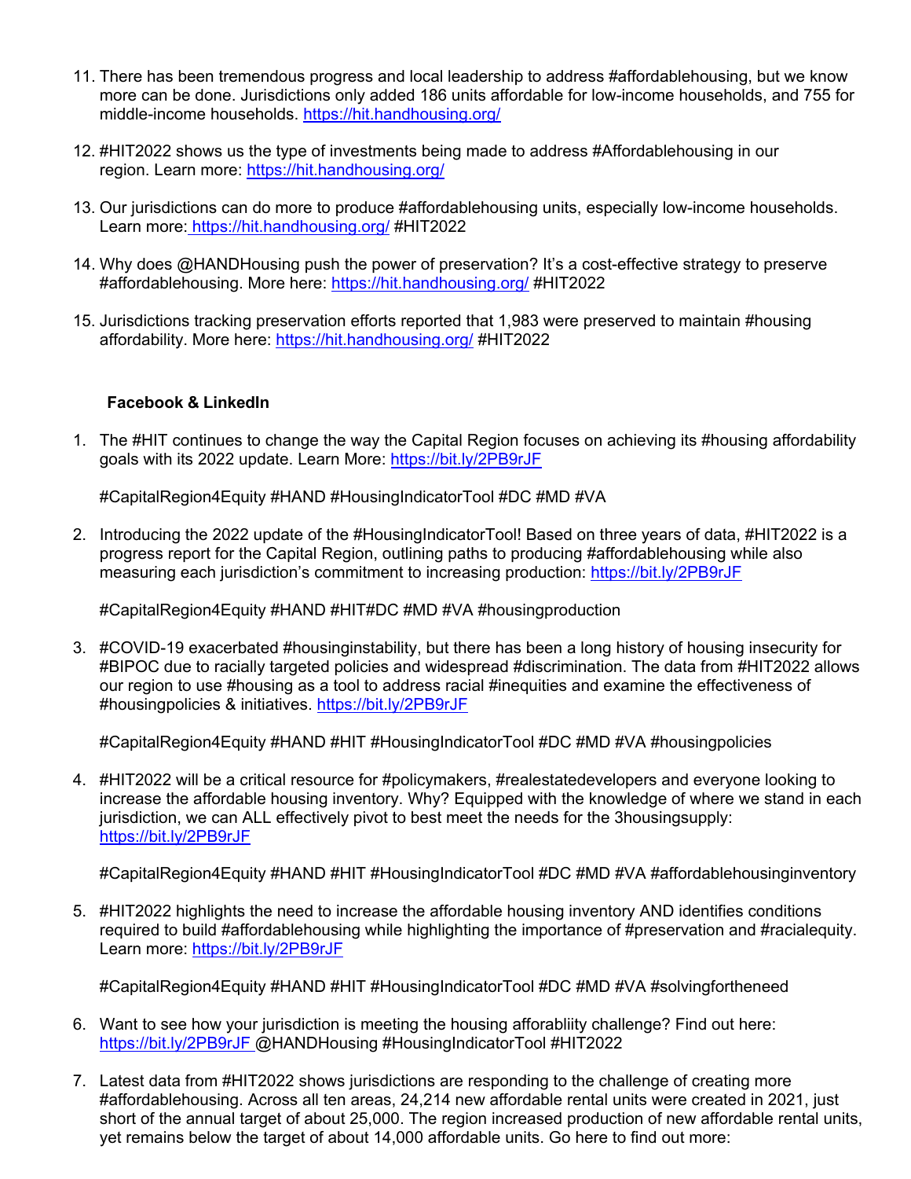11. There has been tremendous progress and local leadership to address #affordablehousing, but we know more can be done. Jurisdictions only added 186 units affordable for low-income households, and 755 for middle-income households. https://hit.handhousing.org/

12. #HIT2022 shows us the type of investments being made to address #Affordablehousing in our region. Learn more: https://hit.handhousing.org/

13. Our jurisdictions can do more to produce #affordablehousing units, especially low-income households. Learn more: https://hit.handhousing.org/ #HIT2022

14. Why does @HANDHousing push the power of preservation? It's a cost-effective strategy to preserve #affordablehousing. More here: https://hit.handhousing.org/ #HIT2022

15. Jurisdictions tracking preservation efforts reported that 1,983 were preserved to maintain #housing affordability. More here: https://hit.handhousing.org/ #HIT2022

**Facebook & LinkedIn**

1. The #HIT continues to change the way the Capital Region focuses on achieving its #housing affordability goals with its 2022 update. Learn More: https://bit.ly/2PB9rJF

   #CapitalRegion4Equity #HAND #HousingIndicatorTool #DC #MD #VA

2. Introducing the 2022 update of the #HousingIndicatorTool! Based on three years of data, #HIT2022 is a progress report for the Capital Region, outlining paths to producing #affordablehousing while also measuring each jurisdiction's commitment to increasing production: https://bit.ly/2PB9rJF

   #CapitalRegion4Equity #HAND #HIT#DC #MD #VA #housingproduction

3. #COVID-19 exacerbated #housinginstability, but there has been a long history of housing insecurity for #BIPOC due to racially targeted policies and widespread #discrimination. The data from #HIT2022 allows our region to use #housing as a tool to address racial #inequities and examine the effectiveness of #housingpolicies & initiatives. https://bit.ly/2PB9rJF

   #CapitalRegion4Equity #HAND #HIT #HousingIndicatorTool #DC #MD #VA #housingpolicies

4. #HIT2022 will be a critical resource for #policymakers, #realestatedevelopers and everyone looking to increase the affordable housing inventory. Why? Equipped with the knowledge of where we stand in each jurisdiction, we can ALL effectively pivot to best meet the needs for the 3housingsupply: https://bit.ly/2PB9rJF

   #CapitalRegion4Equity #HAND #HIT #HousingIndicatorTool #DC #MD #VA #affordablehousinginventory

5. #HIT2022 highlights the need to increase the affordable housing inventory AND identifies conditions required to build #affordablehousing while highlighting the importance of #preservation and #racialequity. Learn more: https://bit.ly/2PB9rJF

   #CapitalRegion4Equity #HAND #HIT #HousingIndicatorTool #DC #MD #VA #solvingfortheneed

6. Want to see how your jurisdiction is meeting the housing afforabliity challenge? Find out here: https://bit.ly/2PB9rJF @HANDHousing #HousingIndicatorTool #HIT2022

7. Latest data from #HIT2022 shows jurisdictions are responding to the challenge of creating more #affordablehousing. Across all ten areas, 24,214 new affordable rental units were created in 2021, just short of the annual target of about 25,000. The region increased production of new affordable rental units, yet remains below the target of about 14,000 affordable units. Go here to find out more: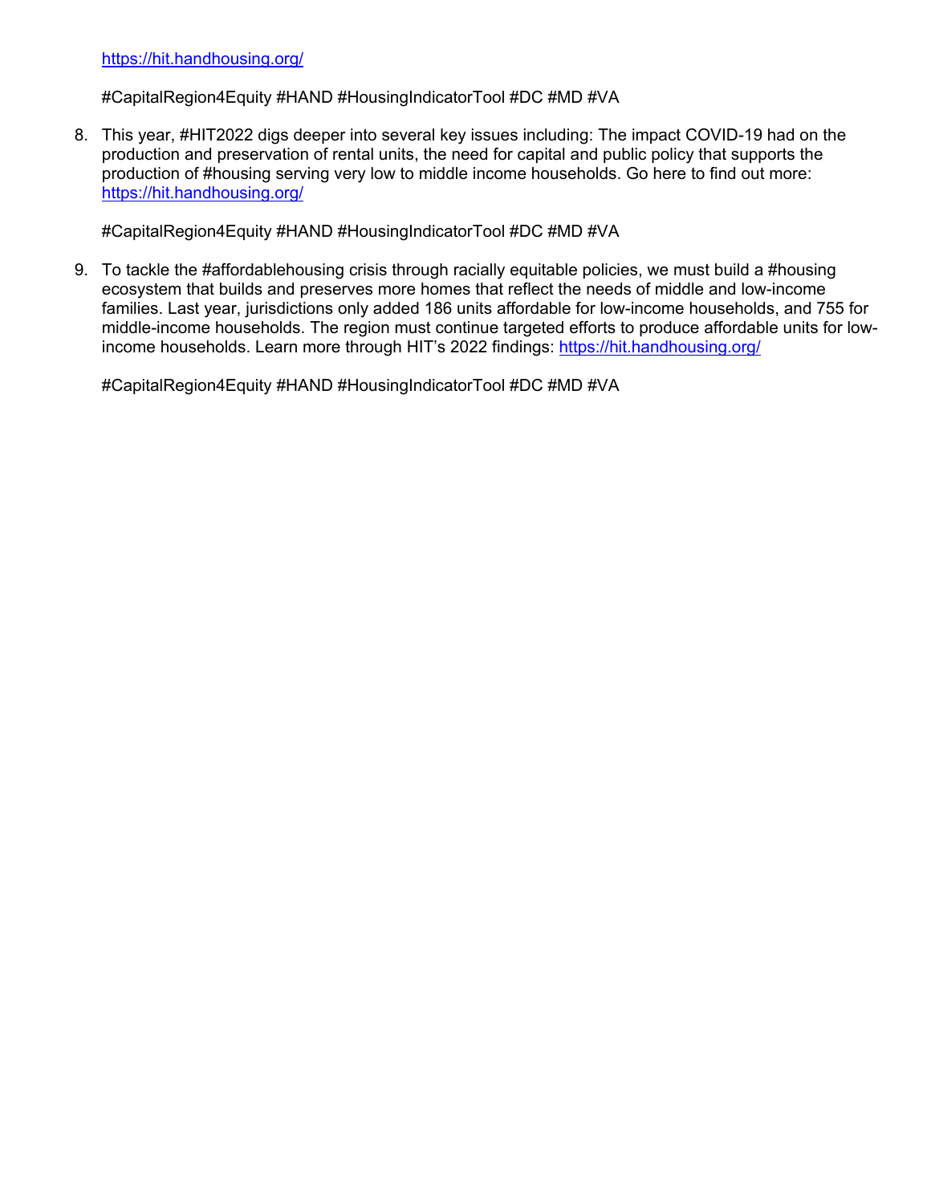https://hit.handhousing.org/

#CapitalRegion4Equity #HAND #HousingIndicatorTool #DC #MD #VA

8. This year, #HIT2022 digs deeper into several key issues including: The impact COVID-19 had on the production and preservation of rental units, the need for capital and public policy that supports the production of #housing serving very low to middle income households. Go here to find out more: https://hit.handhousing.org/

   #CapitalRegion4Equity #HAND #HousingIndicatorTool #DC #MD #VA

9. To tackle the #affordablehousing crisis through racially equitable policies, we must build a #housing ecosystem that builds and preserves more homes that reflect the needs of middle and low-income families. Last year, jurisdictions only added 186 units affordable for low-income households, and 755 for middle-income households. The region must continue targeted efforts to produce affordable units for low-income households. Learn more through HIT's 2022 findings: https://hit.handhousing.org/

   #CapitalRegion4Equity #HAND #HousingIndicatorTool #DC #MD #VA